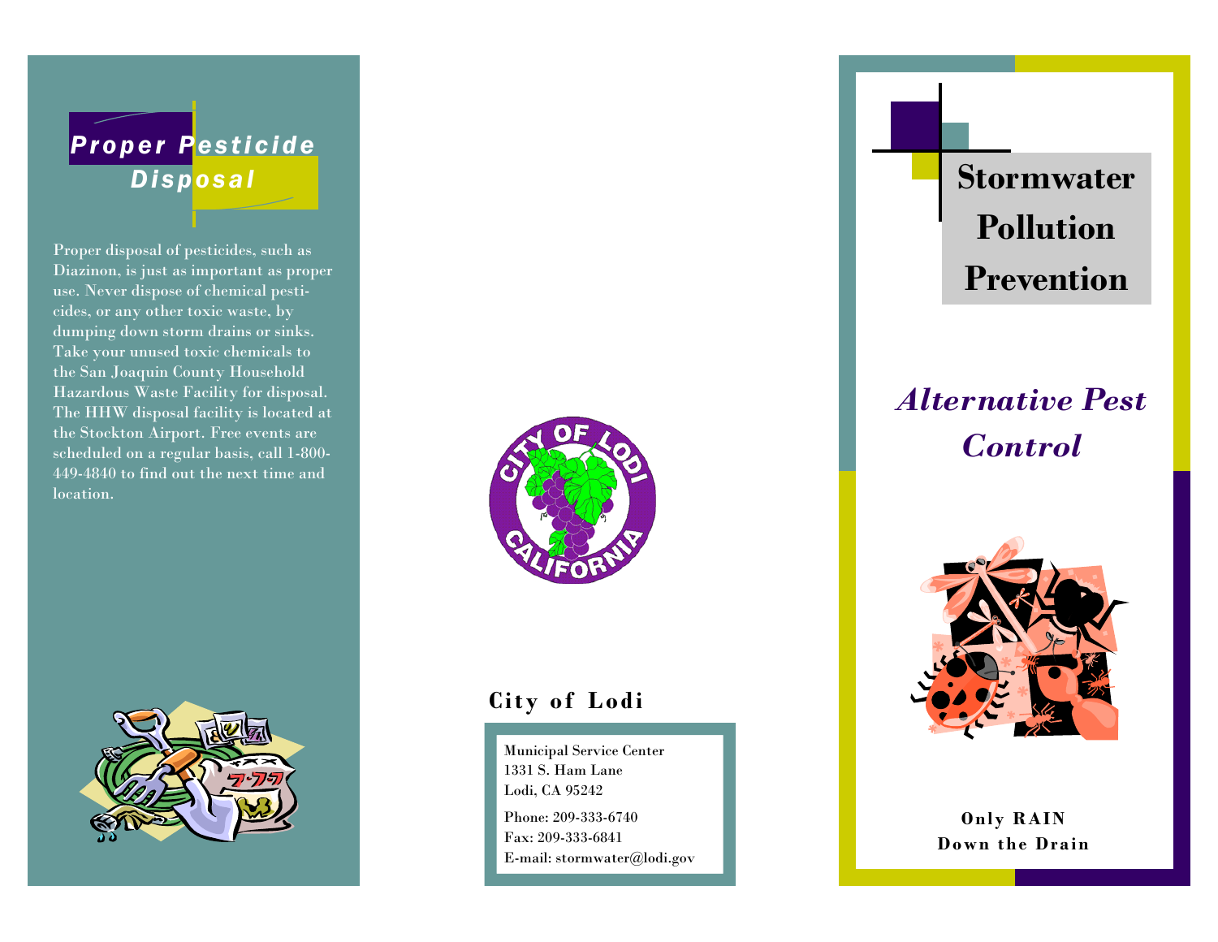## Proper Pesticide Disposal

Proper disposal of pesticides, such as Diazinon, is just as important as proper use. Never dispose of chemical pesticides, or any other toxic waste, by dumping down storm drains or sinks. Take your unused toxic chemicals to the San Joaquin County Household Hazardous Waste Facility for disposal. The HHW disposal facility is located at the Stockton Airport. Free events are scheduled on a regular basis, call 1-800-449-4840 to find out the next time and location.

CITY OF LODI CALIFORNIA

**City of Lodi**

Municipal Service Center
1331 S. Ham Lane
Lodi, CA 95242

Phone: 209-333-6740
Fax: 209-333-6841
E-mail: stormwater@lodi.gov

# Stormwater Pollution Prevention

## *Alternative Pest Control*

**Only RAIN**
**Down the Drain**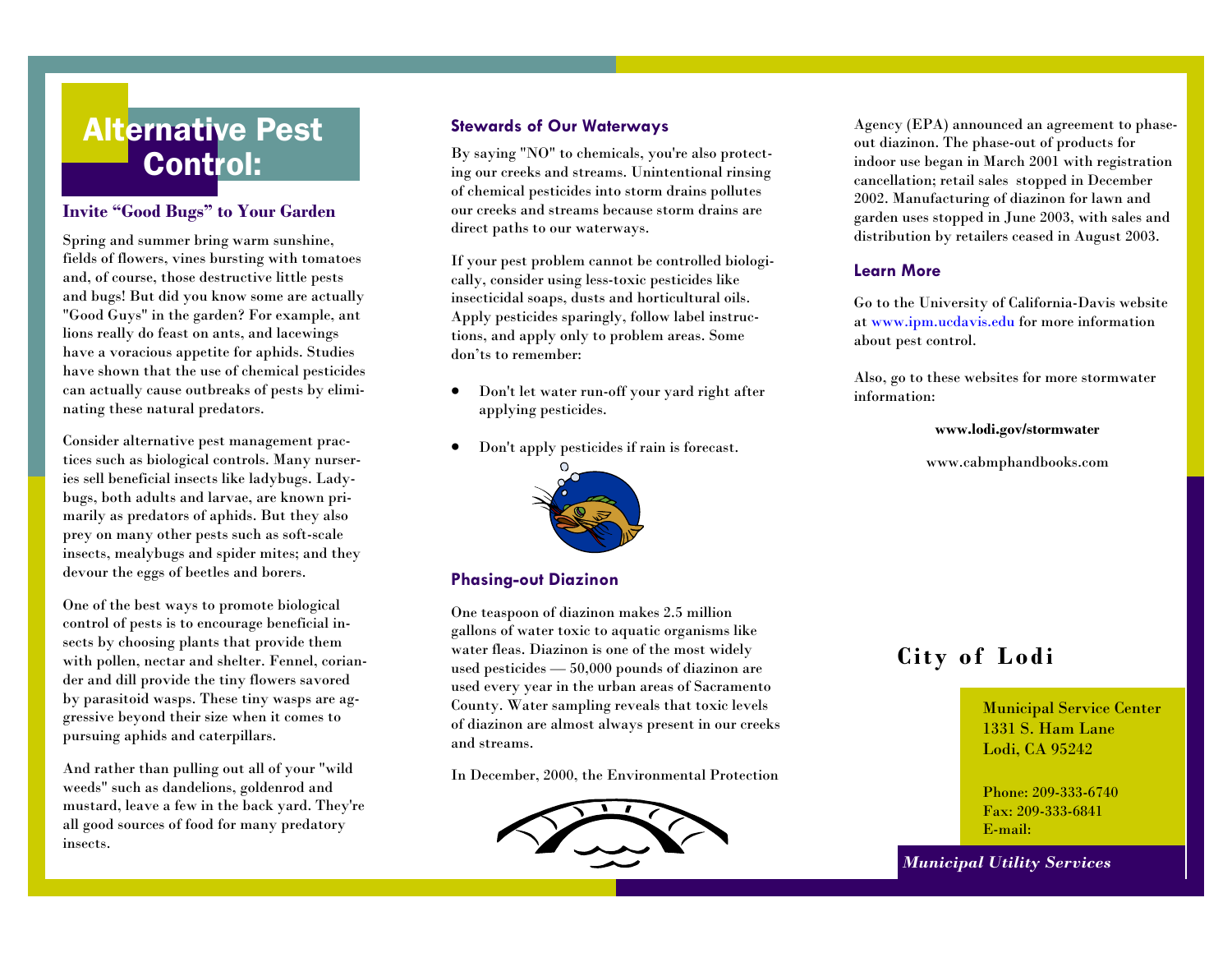# Alternative Pest Control:

## Invite "Good Bugs" to Your Garden

Spring and summer bring warm sunshine, fields of flowers, vines bursting with tomatoes and, of course, those destructive little pests and bugs! But did you know some are actually "Good Guys" in the garden? For example, ant lions really do feast on ants, and lacewings have a voracious appetite for aphids. Studies have shown that the use of chemical pesticides can actually cause outbreaks of pests by eliminating these natural predators.

Consider alternative pest management practices such as biological controls. Many nurseries sell beneficial insects like ladybugs. Ladybugs, both adults and larvae, are known primarily as predators of aphids. But they also prey on many other pests such as soft-scale insects, mealybugs and spider mites; and they devour the eggs of beetles and borers.

One of the best ways to promote biological control of pests is to encourage beneficial insects by choosing plants that provide them with pollen, nectar and shelter. Fennel, coriander and dill provide the tiny flowers savored by parasitoid wasps. These tiny wasps are aggressive beyond their size when it comes to pursuing aphids and caterpillars.

And rather than pulling out all of your "wild weeds" such as dandelions, goldenrod and mustard, leave a few in the back yard. They're all good sources of food for many predatory insects.

## Stewards of Our Waterways

By saying "NO" to chemicals, you're also protecting our creeks and streams. Unintentional rinsing of chemical pesticides into storm drains pollutes our creeks and streams because storm drains are direct paths to our waterways.

If your pest problem cannot be controlled biologically, consider using less-toxic pesticides like insecticidal soaps, dusts and horticultural oils. Apply pesticides sparingly, follow label instructions, and apply only to problem areas. Some don'ts to remember:

- Don't let water run-off your yard right after applying pesticides.
- Don't apply pesticides if rain is forecast.

## Phasing-out Diazinon

One teaspoon of diazinon makes 2.5 million gallons of water toxic to aquatic organisms like water fleas. Diazinon is one of the most widely used pesticides — 50,000 pounds of diazinon are used every year in the urban areas of Sacramento County. Water sampling reveals that toxic levels of diazinon are almost always present in our creeks and streams.

In December, 2000, the Environmental Protection Agency (EPA) announced an agreement to phase-out diazinon. The phase-out of products for indoor use began in March 2001 with registration cancellation; retail sales stopped in December 2002. Manufacturing of diazinon for lawn and garden uses stopped in June 2003, with sales and distribution by retailers ceased in August 2003.

## Learn More

Go to the University of California-Davis website at www.ipm.ucdavis.edu for more information about pest control.

Also, go to these websites for more stormwater information:

**www.lodi.gov/stormwater**

www.cabmphandbooks.com

# City of Lodi

Municipal Service Center
1331 S. Ham Lane
Lodi, CA 95242

Phone: 209-333-6740
Fax: 209-333-6841
E-mail:

***Municipal Utility Services***